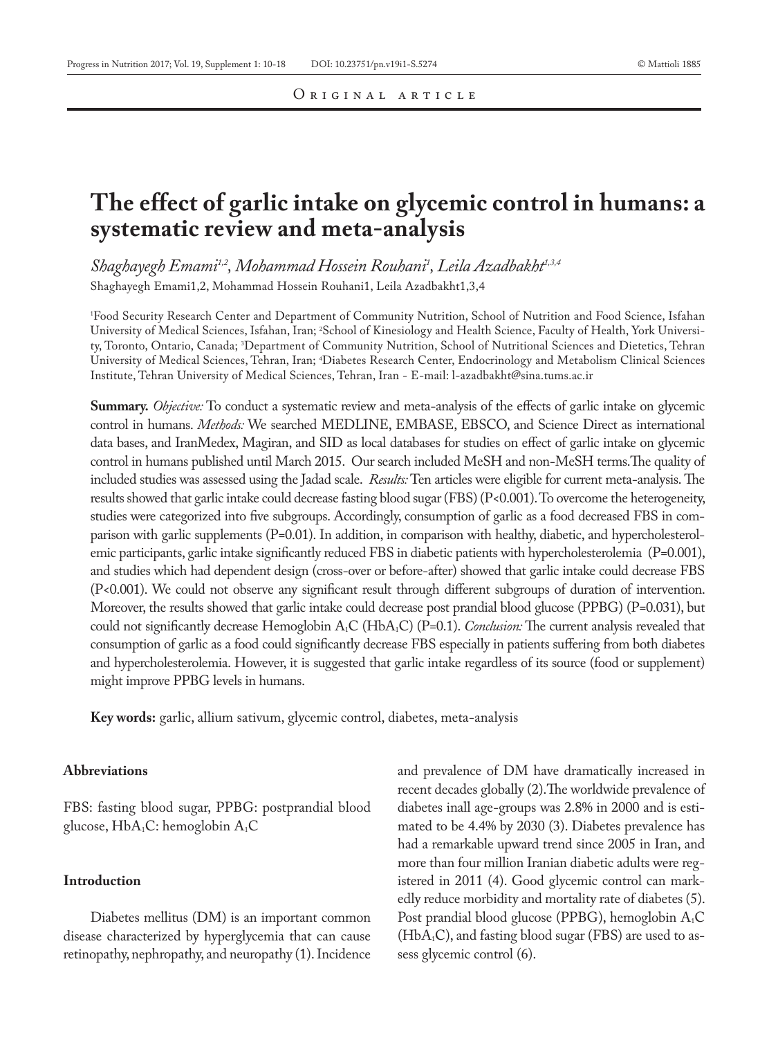Original article

# The effect of garlic intake on glycemic control in humans: a systematic review and meta-analysis

*Shaghayegh Emami[1,2], Mohammad Hossein Rouhani[1], Leila Azadbakht[1,3,4]*

Shaghayegh Emami1,2, Mohammad Hossein Rouhani1, Leila Azadbakht1,3,4

[1]Food Security Research Center and Department of Community Nutrition, School of Nutrition and Food Science, Isfahan University of Medical Sciences, Isfahan, Iran; [2]School of Kinesiology and Health Science, Faculty of Health, York University, Toronto, Ontario, Canada; [3]Department of Community Nutrition, School of Nutritional Sciences and Dietetics, Tehran University of Medical Sciences, Tehran, Iran; [4]Diabetes Research Center, Endocrinology and Metabolism Clinical Sciences Institute, Tehran University of Medical Sciences, Tehran, Iran - E-mail: l-azadbakht@sina.tums.ac.ir

**Summary.** *Objective:* To conduct a systematic review and meta-analysis of the effects of garlic intake on glycemic control in humans. *Methods:* We searched MEDLINE, EMBASE, EBSCO, and Science Direct as international data bases, and IranMedex, Magiran, and SID as local databases for studies on effect of garlic intake on glycemic control in humans published until March 2015. Our search included MeSH and non-MeSH terms.The quality of included studies was assessed using the Jadad scale. *Results:* Ten articles were eligible for current meta-analysis. The results showed that garlic intake could decrease fasting blood sugar (FBS) ($P<0.001$). To overcome the heterogeneity, studies were categorized into five subgroups. Accordingly, consumption of garlic as a food decreased FBS in comparison with garlic supplements ($P=0.01$). In addition, in comparison with healthy, diabetic, and hypercholesterolemic participants, garlic intake significantly reduced FBS in diabetic patients with hypercholesterolemia ($P=0.001$), and studies which had dependent design (cross-over or before-after) showed that garlic intake could decrease FBS ($P<0.001$). We could not observe any significant result through different subgroups of duration of intervention. Moreover, the results showed that garlic intake could decrease post prandial blood glucose (PPBG) ($P=0.031$), but could not significantly decrease Hemoglobin $A_1C$ ($HbA_1C$) ($P=0.1$). *Conclusion:* The current analysis revealed that consumption of garlic as a food could significantly decrease FBS especially in patients suffering from both diabetes and hypercholesterolemia. However, it is suggested that garlic intake regardless of its source (food or supplement) might improve PPBG levels in humans.

**Key words:** garlic, allium sativum, glycemic control, diabetes, meta-analysis

## Abbreviations

FBS: fasting blood sugar, PPBG: postprandial blood glucose, $HbA_1C$: hemoglobin $A_1C$

## Introduction

Diabetes mellitus (DM) is an important common disease characterized by hyperglycemia that can cause retinopathy, nephropathy, and neuropathy (1). Incidence and prevalence of DM have dramatically increased in recent decades globally (2).The worldwide prevalence of diabetes inall age-groups was 2.8% in 2000 and is estimated to be 4.4% by 2030 (3). Diabetes prevalence has had a remarkable upward trend since 2005 in Iran, and more than four million Iranian diabetic adults were registered in 2011 (4). Good glycemic control can markedly reduce morbidity and mortality rate of diabetes (5). Post prandial blood glucose (PPBG), hemoglobin $A_1C$ ($HbA_1C$), and fasting blood sugar (FBS) are used to assess glycemic control (6).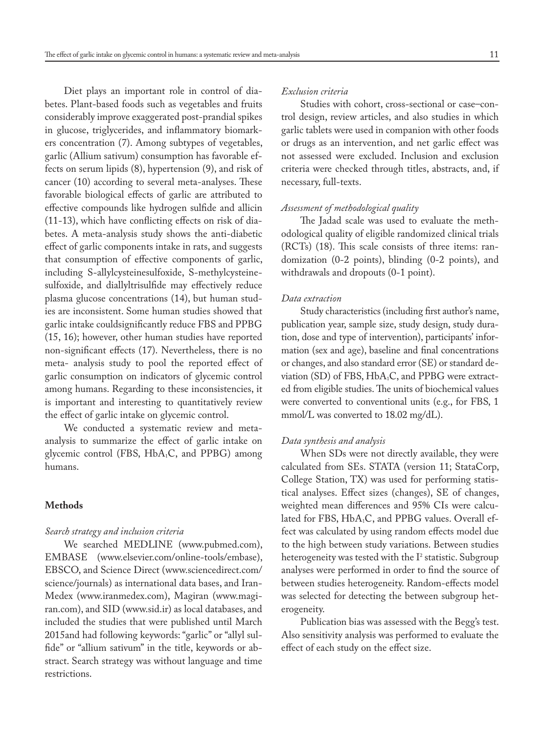Diet plays an important role in control of diabetes. Plant-based foods such as vegetables and fruits considerably improve exaggerated post-prandial spikes in glucose, triglycerides, and inflammatory biomarkers concentration (7). Among subtypes of vegetables, garlic (Allium sativum) consumption has favorable effects on serum lipids (8), hypertension (9), and risk of cancer (10) according to several meta-analyses. These favorable biological effects of garlic are attributed to effective compounds like hydrogen sulfide and allicin (11-13), which have conflicting effects on risk of diabetes. A meta-analysis study shows the anti-diabetic effect of garlic components intake in rats, and suggests that consumption of effective components of garlic, including S-allylcysteinesulfoxide, S-methylcysteinesulfoxide, and diallyltrisulfide may effectively reduce plasma glucose concentrations (14), but human studies are inconsistent. Some human studies showed that garlic intake couldsignificantly reduce FBS and PPBG (15, 16); however, other human studies have reported non-significant effects (17). Nevertheless, there is no meta- analysis study to pool the reported effect of garlic consumption on indicators of glycemic control among humans. Regarding to these inconsistencies, it is important and interesting to quantitatively review the effect of garlic intake on glycemic control.

We conducted a systematic review and meta-analysis to summarize the effect of garlic intake on glycemic control (FBS, $HbA_1C$, and PPBG) among humans.

## Methods

*Search strategy and inclusion criteria*

We searched MEDLINE (www.pubmed.com), EMBASE (www.elsevier.com/online-tools/embase), EBSCO, and Science Direct (www.sciencedirect.com/science/journals) as international data bases, and IranMedex (www.iranmedex.com), Magiran (www.magiran.com), and SID (www.sid.ir) as local databases, and included the studies that were published until March 2015and had following keywords: "garlic" or "allyl sulfide" or "allium sativum" in the title, keywords or abstract. Search strategy was without language and time restrictions.

*Exclusion criteria*

Studies with cohort, cross-sectional or case–control design, review articles, and also studies in which garlic tablets were used in companion with other foods or drugs as an intervention, and net garlic effect was not assessed were excluded. Inclusion and exclusion criteria were checked through titles, abstracts, and, if necessary, full-texts.

*Assessment of methodological quality*

The Jadad scale was used to evaluate the methodological quality of eligible randomized clinical trials (RCTs) (18). This scale consists of three items: randomization (0-2 points), blinding (0-2 points), and withdrawals and dropouts (0-1 point).

*Data extraction*

Study characteristics (including first author's name, publication year, sample size, study design, study duration, dose and type of intervention), participants' information (sex and age), baseline and final concentrations or changes, and also standard error (SE) or standard deviation (SD) of FBS, $HbA_1C$, and PPBG were extracted from eligible studies. The units of biochemical values were converted to conventional units (e.g., for FBS, 1 mmol/L was converted to 18.02 mg/dL).

*Data synthesis and analysis*

When SDs were not directly available, they were calculated from SEs. STATA (version 11; StataCorp, College Station, TX) was used for performing statistical analyses. Effect sizes (changes), SE of changes, weighted mean differences and 95% CIs were calculated for FBS, $HbA_1C$, and PPBG values. Overall effect was calculated by using random effects model due to the high between study variations. Between studies heterogeneity was tested with the $I^2$ statistic. Subgroup analyses were performed in order to find the source of between studies heterogeneity. Random-effects model was selected for detecting the between subgroup heterogeneity.

Publication bias was assessed with the Begg's test. Also sensitivity analysis was performed to evaluate the effect of each study on the effect size.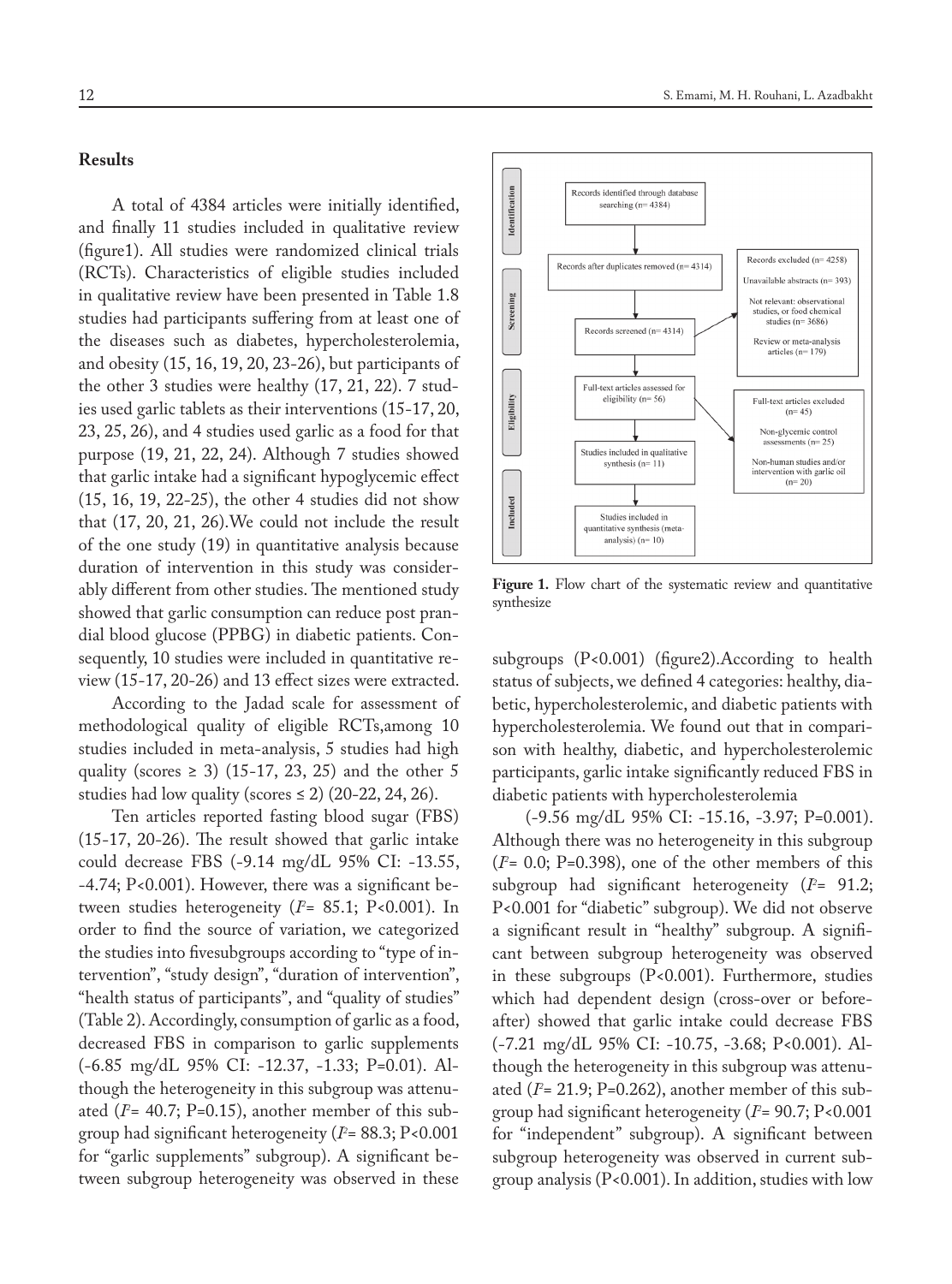## Results

A total of 4384 articles were initially identified, and finally 11 studies included in qualitative review (figure1). All studies were randomized clinical trials (RCTs). Characteristics of eligible studies included in qualitative review have been presented in Table 1.8 studies had participants suffering from at least one of the diseases such as diabetes, hypercholesterolemia, and obesity (15, 16, 19, 20, 23-26), but participants of the other 3 studies were healthy (17, 21, 22). 7 studies used garlic tablets as their interventions (15-17, 20, 23, 25, 26), and 4 studies used garlic as a food for that purpose (19, 21, 22, 24). Although 7 studies showed that garlic intake had a significant hypoglycemic effect (15, 16, 19, 22-25), the other 4 studies did not show that (17, 20, 21, 26).We could not include the result of the one study (19) in quantitative analysis because duration of intervention in this study was considerably different from other studies. The mentioned study showed that garlic consumption can reduce post prandial blood glucose (PPBG) in diabetic patients. Consequently, 10 studies were included in quantitative review (15-17, 20-26) and 13 effect sizes were extracted.

According to the Jadad scale for assessment of methodological quality of eligible RCTs,among 10 studies included in meta-analysis, 5 studies had high quality (scores ≥ 3) (15-17, 23, 25) and the other 5 studies had low quality (scores ≤ 2) (20-22, 24, 26).

Ten articles reported fasting blood sugar (FBS) (15-17, 20-26). The result showed that garlic intake could decrease FBS (-9.14 mg/dL 95% CI: -13.55, -4.74; P<0.001). However, there was a significant between studies heterogeneity ($I^2$= 85.1; P<0.001). In order to find the source of variation, we categorized the studies into fivesubgroups according to "type of intervention", "study design", "duration of intervention", "health status of participants", and "quality of studies" (Table 2). Accordingly, consumption of garlic as a food, decreased FBS in comparison to garlic supplements (-6.85 mg/dL 95% CI: -12.37, -1.33; P=0.01). Although the heterogeneity in this subgroup was attenuated ($I^2$= 40.7; P=0.15), another member of this subgroup had significant heterogeneity ($I^2$= 88.3; P<0.001 for "garlic supplements" subgroup). A significant between subgroup heterogeneity was observed in these subgroups (P<0.001) (figure2).According to health status of subjects, we defined 4 categories: healthy, diabetic, hypercholesterolemic, and diabetic patients with hypercholesterolemia. We found out that in comparison with healthy, diabetic, and hypercholesterolemic participants, garlic intake significantly reduced FBS in diabetic patients with hypercholesterolemia

(-9.56 mg/dL 95% CI: -15.16, -3.97; P=0.001). Although there was no heterogeneity in this subgroup ($I^2$= 0.0; P=0.398), one of the other members of this subgroup had significant heterogeneity ($I^2$= 91.2; P<0.001 for "diabetic" subgroup). We did not observe a significant result in "healthy" subgroup. A significant between subgroup heterogeneity was observed in these subgroups (P<0.001). Furthermore, studies which had dependent design (cross-over or before-after) showed that garlic intake could decrease FBS (-7.21 mg/dL 95% CI: -10.75, -3.68; P<0.001). Although the heterogeneity in this subgroup was attenuated ($I^2$= 21.9; P=0.262), another member of this subgroup had significant heterogeneity ($I^2$= 90.7; P<0.001 for "independent" subgroup). A significant between subgroup heterogeneity was observed in current subgroup analysis (P<0.001). In addition, studies with low

Identification: Records identified through database searching (n= 4384)

Screening: Records after duplicates removed (n= 4314) → Records screened (n= 4314)

Records excluded (n= 4258): Unavailable abstracts (n= 393); Not relevant: observational studies, or food chemical studies (n= 3686); Review or meta-analysis articles (n= 179)

Eligibility: Full-text articles assessed for eligibility (n= 56) → Studies included in qualitative synthesis (n= 11)

Full-text articles excluded (n= 45): Non-glycemic control assessments (n= 25); Non-human studies and/or intervention with garlic oil (n= 20)

Included: Studies included in quantitative synthesis (meta-analysis) (n= 10)

**Figure 1.** Flow chart of the systematic review and quantitative synthesize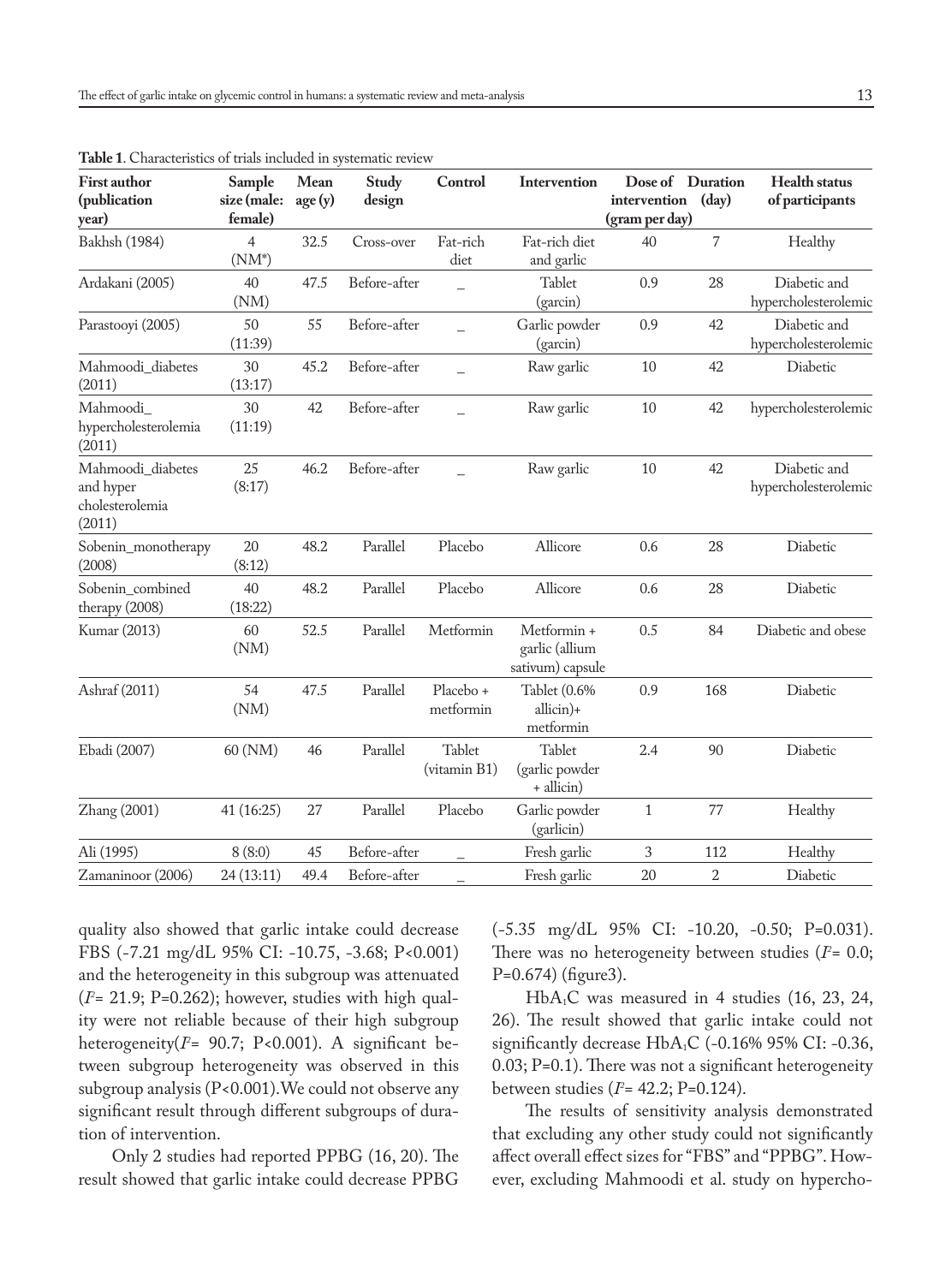**Table 1**. Characteristics of trials included in systematic review

| First author (publication year) | Sample size (male: female) | Mean age (y) | Study design | Control | Intervention | Dose of intervention (gram per day) | Duration (day) | Health status of participants |
|---|---|---|---|---|---|---|---|---|
| Bakhsh (1984) | 4 (NM*) | 32.5 | Cross-over | Fat-rich diet | Fat-rich diet and garlic | 40 | 7 | Healthy |
| Ardakani (2005) | 40 (NM) | 47.5 | Before-after | _ | Tablet (garcin) | 0.9 | 28 | Diabetic and hypercholesterolemic |
| Parastooyi (2005) | 50 (11:39) | 55 | Before-after | _ | Garlic powder (garcin) | 0.9 | 42 | Diabetic and hypercholesterolemic |
| Mahmoodi_diabetes (2011) | 30 (13:17) | 45.2 | Before-after | _ | Raw garlic | 10 | 42 | Diabetic |
| Mahmoodi_ hypercholesterolemia (2011) | 30 (11:19) | 42 | Before-after | _ | Raw garlic | 10 | 42 | hypercholesterolemic |
| Mahmoodi_diabetes and hyper cholesterolemia (2011) | 25 (8:17) | 46.2 | Before-after | _ | Raw garlic | 10 | 42 | Diabetic and hypercholesterolemic |
| Sobenin_monotherapy (2008) | 20 (8:12) | 48.2 | Parallel | Placebo | Allicore | 0.6 | 28 | Diabetic |
| Sobenin_combined therapy (2008) | 40 (18:22) | 48.2 | Parallel | Placebo | Allicore | 0.6 | 28 | Diabetic |
| Kumar (2013) | 60 (NM) | 52.5 | Parallel | Metformin | Metformin + garlic (allium sativum) capsule | 0.5 | 84 | Diabetic and obese |
| Ashraf (2011) | 54 (NM) | 47.5 | Parallel | Placebo + metformin | Tablet (0.6% allicin)+ metformin | 0.9 | 168 | Diabetic |
| Ebadi (2007) | 60 (NM) | 46 | Parallel | Tablet (vitamin B1) | Tablet (garlic powder + allicin) | 2.4 | 90 | Diabetic |
| Zhang (2001) | 41 (16:25) | 27 | Parallel | Placebo | Garlic powder (garlicin) | 1 | 77 | Healthy |
| Ali (1995) | 8 (8:0) | 45 | Before-after | _ | Fresh garlic | 3 | 112 | Healthy |
| Zamaninoor (2006) | 24 (13:11) | 49.4 | Before-after | _ | Fresh garlic | 20 | 2 | Diabetic |

quality also showed that garlic intake could decrease FBS (-7.21 mg/dL 95% CI: -10.75, -3.68; P<0.001) and the heterogeneity in this subgroup was attenuated ($I^2$= 21.9; P=0.262); however, studies with high quality were not reliable because of their high subgroup heterogeneity($I^2$= 90.7; P<0.001). A significant between subgroup heterogeneity was observed in this subgroup analysis (P<0.001).We could not observe any significant result through different subgroups of duration of intervention.

Only 2 studies had reported PPBG (16, 20). The result showed that garlic intake could decrease PPBG (-5.35 mg/dL 95% CI: -10.20, -0.50; P=0.031). There was no heterogeneity between studies ($I^2$= 0.0; P=0.674) (figure3).

$HbA_1C$ was measured in 4 studies (16, 23, 24, 26). The result showed that garlic intake could not significantly decrease $HbA_1C$ (-0.16% 95% CI: -0.36, 0.03; P=0.1). There was not a significant heterogeneity between studies ($I^2$= 42.2; P=0.124).

The results of sensitivity analysis demonstrated that excluding any other study could not significantly affect overall effect sizes for "FBS" and "PPBG". However, excluding Mahmoodi et al. study on hypercho-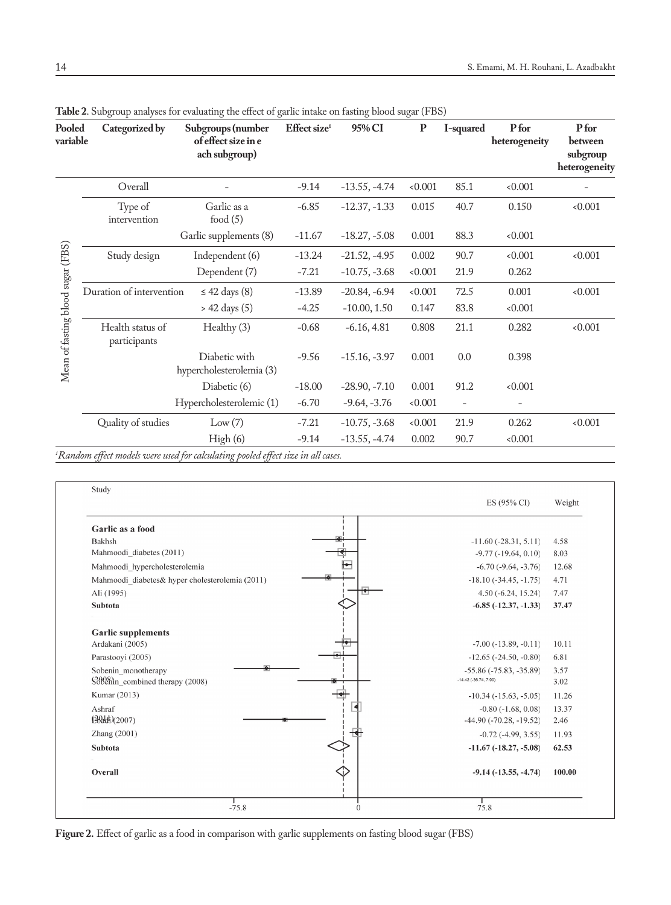**Table 2**. Subgroup analyses for evaluating the effect of garlic intake on fasting blood sugar (FBS)

| Pooled variable | Categorized by | Subgroups (number of effect size in each subgroup) | Effect size[1] | 95% CI | P | I-squared | P for heterogeneity | P for between subgroup heterogeneity |
|---|---|---|---|---|---|---|---|---|
| Mean of fasting blood sugar (FBS) | Overall | - | -9.14 | -13.55, -4.74 | <0.001 | 85.1 | <0.001 | - |
| | Type of intervention | Garlic as a food (5) | -6.85 | -12.37, -1.33 | 0.015 | 40.7 | 0.150 | <0.001 |
| | | Garlic supplements (8) | -11.67 | -18.27, -5.08 | 0.001 | 88.3 | <0.001 | |
| | Study design | Independent (6) | -13.24 | -21.52, -4.95 | 0.002 | 90.7 | <0.001 | <0.001 |
| | | Dependent (7) | -7.21 | -10.75, -3.68 | <0.001 | 21.9 | 0.262 | |
| | Duration of intervention | ≤ 42 days (8) | -13.89 | -20.84, -6.94 | <0.001 | 72.5 | 0.001 | <0.001 |
| | | > 42 days (5) | -4.25 | -10.00, 1.50 | 0.147 | 83.8 | <0.001 | |
| | Health status of participants | Healthy (3) | -0.68 | -6.16, 4.81 | 0.808 | 21.1 | 0.282 | <0.001 |
| | | Diabetic with hypercholesterolemia (3) | -9.56 | -15.16, -3.97 | 0.001 | 0.0 | 0.398 | |
| | | Diabetic (6) | -18.00 | -28.90, -7.10 | 0.001 | 91.2 | <0.001 | |
| | | Hypercholesterolemic (1) | -6.70 | -9.64, -3.76 | <0.001 | - | - | |
| | Quality of studies | Low (7) | -7.21 | -10.75, -3.68 | <0.001 | 21.9 | 0.262 | <0.001 |
| | | High (6) | -9.14 | -13.55, -4.74 | 0.002 | 90.7 | <0.001 | |

[1] *Random effect models were used for calculating pooled effect size in all cases.*

| Study | ES (95% CI) | Weight |
|---|---|---|
| **Garlic as a food** | | |
| Bakhsh | -11.60 (-28.31, 5.11) | 4.58 |
| Mahmoodi_diabetes (2011) | -9.77 (-19.64, 0.10) | 8.03 |
| Mahmoodi_hypercholesterolemia | -6.70 (-9.64, -3.76) | 12.68 |
| Mahmoodi_diabetes& hyper cholesterolemia (2011) | -18.10 (-34.45, -1.75) | 4.71 |
| Ali (1995) | 4.50 (-6.24, 15.24) | 7.47 |
| **Subtota** | **-6.85 (-12.37, -1.33)** | **37.47** |
| **Garlic supplements** | | |
| Ardakani (2005) | -7.00 (-13.89, -0.11) | 10.11 |
| Parastooyi (2005) | -12.65 (-24.50, -0.80) | 6.81 |
| Sobenin_monotherapy (2008) | -55.86 (-75.83, -35.89) | 3.57 |
| Sobenin_combined therapy (2008) | -14.42 (-36.74, 7.90) | 3.02 |
| Kumar (2013) | -10.34 (-15.63, -5.05) | 11.26 |
| Ashraf (2011) | -0.80 (-1.68, 0.08) | 13.37 |
| Ebadi (2007) | -44.90 (-70.28, -19.52) | 2.46 |
| Zhang (2001) | -0.72 (-4.99, 3.55) | 11.93 |
| **Subtota** | **-11.67 (-18.27, -5.08)** | **62.53** |
| **Overall** | **-9.14 (-13.55, -4.74)** | **100.00** |

**Figure 2.** Effect of garlic as a food in comparison with garlic supplements on fasting blood sugar (FBS)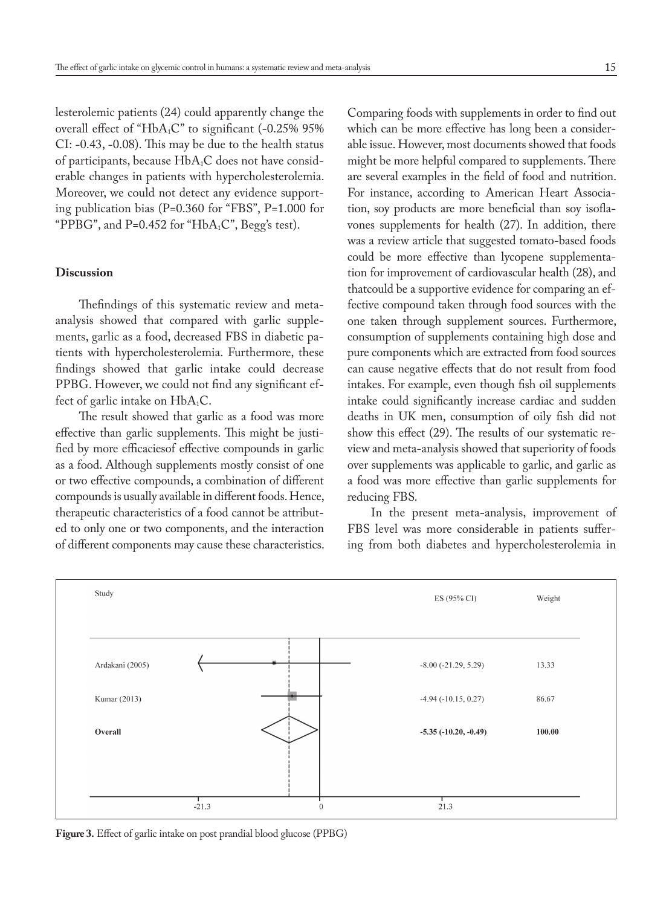lesterolemic patients (24) could apparently change the overall effect of "$HbA_1C$" to significant (-0.25% 95% CI: -0.43, -0.08). This may be due to the health status of participants, because $HbA_1C$ does not have considerable changes in patients with hypercholesterolemia. Moreover, we could not detect any evidence supporting publication bias (P=0.360 for "FBS", P=1.000 for "PPBG", and P=0.452 for "$HbA_1C$", Begg's test).

## Discussion

Thefindings of this systematic review and meta-analysis showed that compared with garlic supplements, garlic as a food, decreased FBS in diabetic patients with hypercholesterolemia. Furthermore, these findings showed that garlic intake could decrease PPBG. However, we could not find any significant effect of garlic intake on $HbA_1C$.

The result showed that garlic as a food was more effective than garlic supplements. This might be justified by more efficaciesof effective compounds in garlic as a food. Although supplements mostly consist of one or two effective compounds, a combination of different compounds is usually available in different foods. Hence, therapeutic characteristics of a food cannot be attributed to only one or two components, and the interaction of different components may cause these characteristics. Comparing foods with supplements in order to find out which can be more effective has long been a considerable issue. However, most documents showed that foods might be more helpful compared to supplements. There are several examples in the field of food and nutrition. For instance, according to American Heart Association, soy products are more beneficial than soy isoflavones supplements for health (27). In addition, there was a review article that suggested tomato-based foods could be more effective than lycopene supplementation for improvement of cardiovascular health (28), and thatcould be a supportive evidence for comparing an effective compound taken through food sources with the one taken through supplement sources. Furthermore, consumption of supplements containing high dose and pure components which are extracted from food sources can cause negative effects that do not result from food intakes. For example, even though fish oil supplements intake could significantly increase cardiac and sudden deaths in UK men, consumption of oily fish did not show this effect (29). The results of our systematic review and meta-analysis showed that superiority of foods over supplements was applicable to garlic, and garlic as a food was more effective than garlic supplements for reducing FBS.

In the present meta-analysis, improvement of FBS level was more considerable in patients suffering from both diabetes and hypercholesterolemia in

| Study | ES (95% CI) | Weight |
|---|---|---|
| Ardakani (2005) | -8.00 (-21.29, 5.29) | 13.33 |
| Kumar (2013) | -4.94 (-10.15, 0.27) | 86.67 |
| **Overall** | **-5.35 (-10.20, -0.49)** | **100.00** |

**Figure 3.** Effect of garlic intake on post prandial blood glucose (PPBG)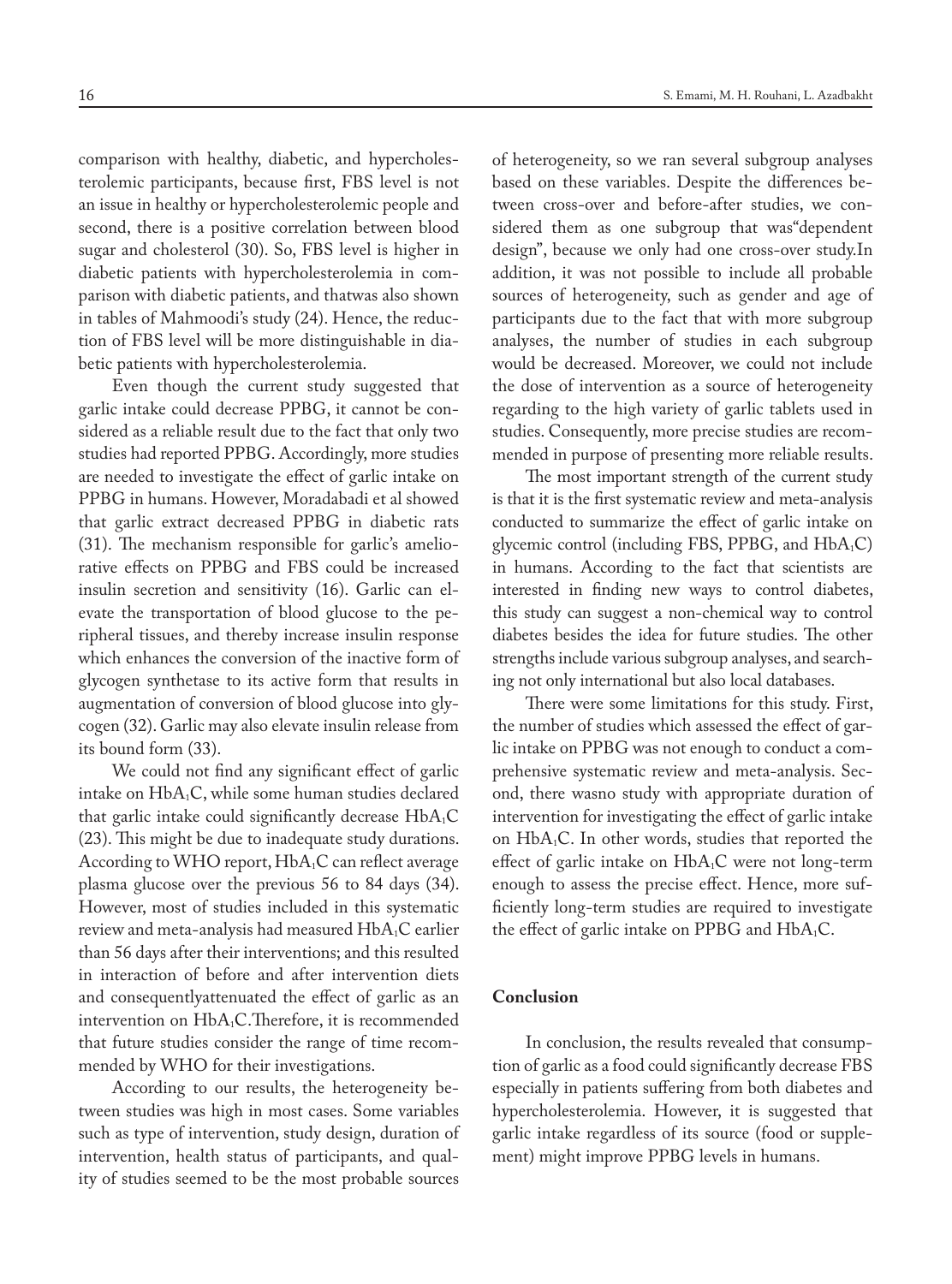comparison with healthy, diabetic, and hypercholesterolemic participants, because first, FBS level is not an issue in healthy or hypercholesterolemic people and second, there is a positive correlation between blood sugar and cholesterol (30). So, FBS level is higher in diabetic patients with hypercholesterolemia in comparison with diabetic patients, and thatwas also shown in tables of Mahmoodi's study (24). Hence, the reduction of FBS level will be more distinguishable in diabetic patients with hypercholesterolemia.

Even though the current study suggested that garlic intake could decrease PPBG, it cannot be considered as a reliable result due to the fact that only two studies had reported PPBG. Accordingly, more studies are needed to investigate the effect of garlic intake on PPBG in humans. However, Moradabadi et al showed that garlic extract decreased PPBG in diabetic rats (31). The mechanism responsible for garlic's ameliorative effects on PPBG and FBS could be increased insulin secretion and sensitivity (16). Garlic can elevate the transportation of blood glucose to the peripheral tissues, and thereby increase insulin response which enhances the conversion of the inactive form of glycogen synthetase to its active form that results in augmentation of conversion of blood glucose into glycogen (32). Garlic may also elevate insulin release from its bound form (33).

We could not find any significant effect of garlic intake on $HbA_1C$, while some human studies declared that garlic intake could significantly decrease $HbA_1C$ (23). This might be due to inadequate study durations. According to WHO report, $HbA_1C$ can reflect average plasma glucose over the previous 56 to 84 days (34). However, most of studies included in this systematic review and meta-analysis had measured $HbA_1C$ earlier than 56 days after their interventions; and this resulted in interaction of before and after intervention diets and consequentlyattenuated the effect of garlic as an intervention on $HbA_1C$.Therefore, it is recommended that future studies consider the range of time recommended by WHO for their investigations.

According to our results, the heterogeneity between studies was high in most cases. Some variables such as type of intervention, study design, duration of intervention, health status of participants, and quality of studies seemed to be the most probable sources of heterogeneity, so we ran several subgroup analyses based on these variables. Despite the differences between cross-over and before-after studies, we considered them as one subgroup that was"dependent design", because we only had one cross-over study.In addition, it was not possible to include all probable sources of heterogeneity, such as gender and age of participants due to the fact that with more subgroup analyses, the number of studies in each subgroup would be decreased. Moreover, we could not include the dose of intervention as a source of heterogeneity regarding to the high variety of garlic tablets used in studies. Consequently, more precise studies are recommended in purpose of presenting more reliable results.

The most important strength of the current study is that it is the first systematic review and meta-analysis conducted to summarize the effect of garlic intake on glycemic control (including FBS, PPBG, and $HbA_1C$) in humans. According to the fact that scientists are interested in finding new ways to control diabetes, this study can suggest a non-chemical way to control diabetes besides the idea for future studies. The other strengths include various subgroup analyses, and searching not only international but also local databases.

There were some limitations for this study. First, the number of studies which assessed the effect of garlic intake on PPBG was not enough to conduct a comprehensive systematic review and meta-analysis. Second, there wasno study with appropriate duration of intervention for investigating the effect of garlic intake on $HbA_1C$. In other words, studies that reported the effect of garlic intake on $HbA_1C$ were not long-term enough to assess the precise effect. Hence, more sufficiently long-term studies are required to investigate the effect of garlic intake on PPBG and $HbA_1C$.

## Conclusion

In conclusion, the results revealed that consumption of garlic as a food could significantly decrease FBS especially in patients suffering from both diabetes and hypercholesterolemia. However, it is suggested that garlic intake regardless of its source (food or supplement) might improve PPBG levels in humans.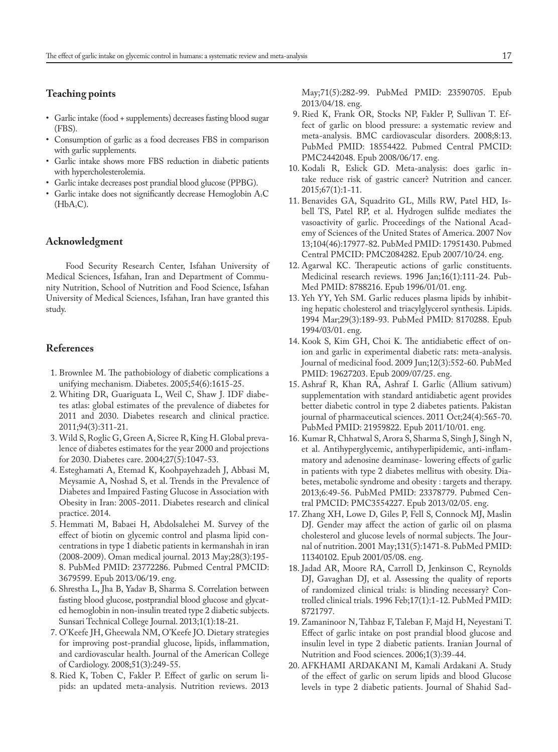## Teaching points

- Garlic intake (food + supplements) decreases fasting blood sugar (FBS).
- Consumption of garlic as a food decreases FBS in comparison with garlic supplements.
- Garlic intake shows more FBS reduction in diabetic patients with hypercholesterolemia.
- Garlic intake decreases post prandial blood glucose (PPBG).
- Garlic intake does not significantly decrease Hemoglobin $A_1C$ ($HbA_1C$).

## Acknowledgment

Food Security Research Center, Isfahan University of Medical Sciences, Isfahan, Iran and Department of Community Nutrition, School of Nutrition and Food Science, Isfahan University of Medical Sciences, Isfahan, Iran have granted this study.

## References

1. Brownlee M. The pathobiology of diabetic complications a unifying mechanism. Diabetes. 2005;54(6):1615-25.
2. Whiting DR, Guariguata L, Weil C, Shaw J. IDF diabetes atlas: global estimates of the prevalence of diabetes for 2011 and 2030. Diabetes research and clinical practice. 2011;94(3):311-21.
3. Wild S, Roglic G, Green A, Sicree R, King H. Global prevalence of diabetes estimates for the year 2000 and projections for 2030. Diabetes care. 2004;27(5):1047-53.
4. Esteghamati A, Etemad K, Koohpayehzadeh J, Abbasi M, Meysamie A, Noshad S, et al. Trends in the Prevalence of Diabetes and Impaired Fasting Glucose in Association with Obesity in Iran: 2005-2011. Diabetes research and clinical practice. 2014.
5. Hemmati M, Babaei H, Abdolsalehei M. Survey of the effect of biotin on glycemic control and plasma lipid concentrations in type 1 diabetic patients in kermanshah in iran (2008-2009). Oman medical journal. 2013 May;28(3):195-8. PubMed PMID: 23772286. Pubmed Central PMCID: 3679599. Epub 2013/06/19. eng.
6. Shrestha L, Jha B, Yadav B, Sharma S. Correlation between fasting blood glucose, postprandial blood glucose and glycated hemoglobin in non-insulin treated type 2 diabetic subjects. Sunsari Technical College Journal. 2013;1(1):18-21.
7. O'Keefe JH, Gheewala NM, O'Keefe JO. Dietary strategies for improving post-prandial glucose, lipids, inflammation, and cardiovascular health. Journal of the American College of Cardiology. 2008;51(3):249-55.
8. Ried K, Toben C, Fakler P. Effect of garlic on serum lipids: an updated meta-analysis. Nutrition reviews. 2013 May;71(5):282-99. PubMed PMID: 23590705. Epub 2013/04/18. eng.
9. Ried K, Frank OR, Stocks NP, Fakler P, Sullivan T. Effect of garlic on blood pressure: a systematic review and meta-analysis. BMC cardiovascular disorders. 2008;8:13. PubMed PMID: 18554422. Pubmed Central PMCID: PMC2442048. Epub 2008/06/17. eng.
10. Kodali R, Eslick GD. Meta-analysis: does garlic intake reduce risk of gastric cancer? Nutrition and cancer. 2015;67(1):1-11.
11. Benavides GA, Squadrito GL, Mills RW, Patel HD, Isbell TS, Patel RP, et al. Hydrogen sulfide mediates the vasoactivity of garlic. Proceedings of the National Academy of Sciences of the United States of America. 2007 Nov 13;104(46):17977-82. PubMed PMID: 17951430. Pubmed Central PMCID: PMC2084282. Epub 2007/10/24. eng.
12. Agarwal KC. Therapeutic actions of garlic constituents. Medicinal research reviews. 1996 Jan;16(1):111-24. PubMed PMID: 8788216. Epub 1996/01/01. eng.
13. Yeh YY, Yeh SM. Garlic reduces plasma lipids by inhibiting hepatic cholesterol and triacylglycerol synthesis. Lipids. 1994 Mar;29(3):189-93. PubMed PMID: 8170288. Epub 1994/03/01. eng.
14. Kook S, Kim GH, Choi K. The antidiabetic effect of onion and garlic in experimental diabetic rats: meta-analysis. Journal of medicinal food. 2009 Jun;12(3):552-60. PubMed PMID: 19627203. Epub 2009/07/25. eng.
15. Ashraf R, Khan RA, Ashraf I. Garlic (Allium sativum) supplementation with standard antidiabetic agent provides better diabetic control in type 2 diabetes patients. Pakistan journal of pharmaceutical sciences. 2011 Oct;24(4):565-70. PubMed PMID: 21959822. Epub 2011/10/01. eng.
16. Kumar R, Chhatwal S, Arora S, Sharma S, Singh J, Singh N, et al. Antihyperglycemic, antihyperlipidemic, anti-inflammatory and adenosine deaminase- lowering effects of garlic in patients with type 2 diabetes mellitus with obesity. Diabetes, metabolic syndrome and obesity : targets and therapy. 2013;6:49-56. PubMed PMID: 23378779. Pubmed Central PMCID: PMC3554227. Epub 2013/02/05. eng.
17. Zhang XH, Lowe D, Giles P, Fell S, Connock MJ, Maslin DJ. Gender may affect the action of garlic oil on plasma cholesterol and glucose levels of normal subjects. The Journal of nutrition. 2001 May;131(5):1471-8. PubMed PMID: 11340102. Epub 2001/05/08. eng.
18. Jadad AR, Moore RA, Carroll D, Jenkinson C, Reynolds DJ, Gavaghan DJ, et al. Assessing the quality of reports of randomized clinical trials: is blinding necessary? Controlled clinical trials. 1996 Feb;17(1):1-12. PubMed PMID: 8721797.
19. Zamaninoor N, Tahbaz F, Taleban F, Majd H, Neyestani T. Effect of garlic intake on post prandial blood glucose and insulin level in type 2 diabetic patients. Iranian Journal of Nutrition and Food sciences. 2006;1(3):39-44.
20. AFKHAMI ARDAKANI M, Kamali Ardakani A. Study of the effect of garlic on serum lipids and blood Glucose levels in type 2 diabetic patients. Journal of Shahid Sad-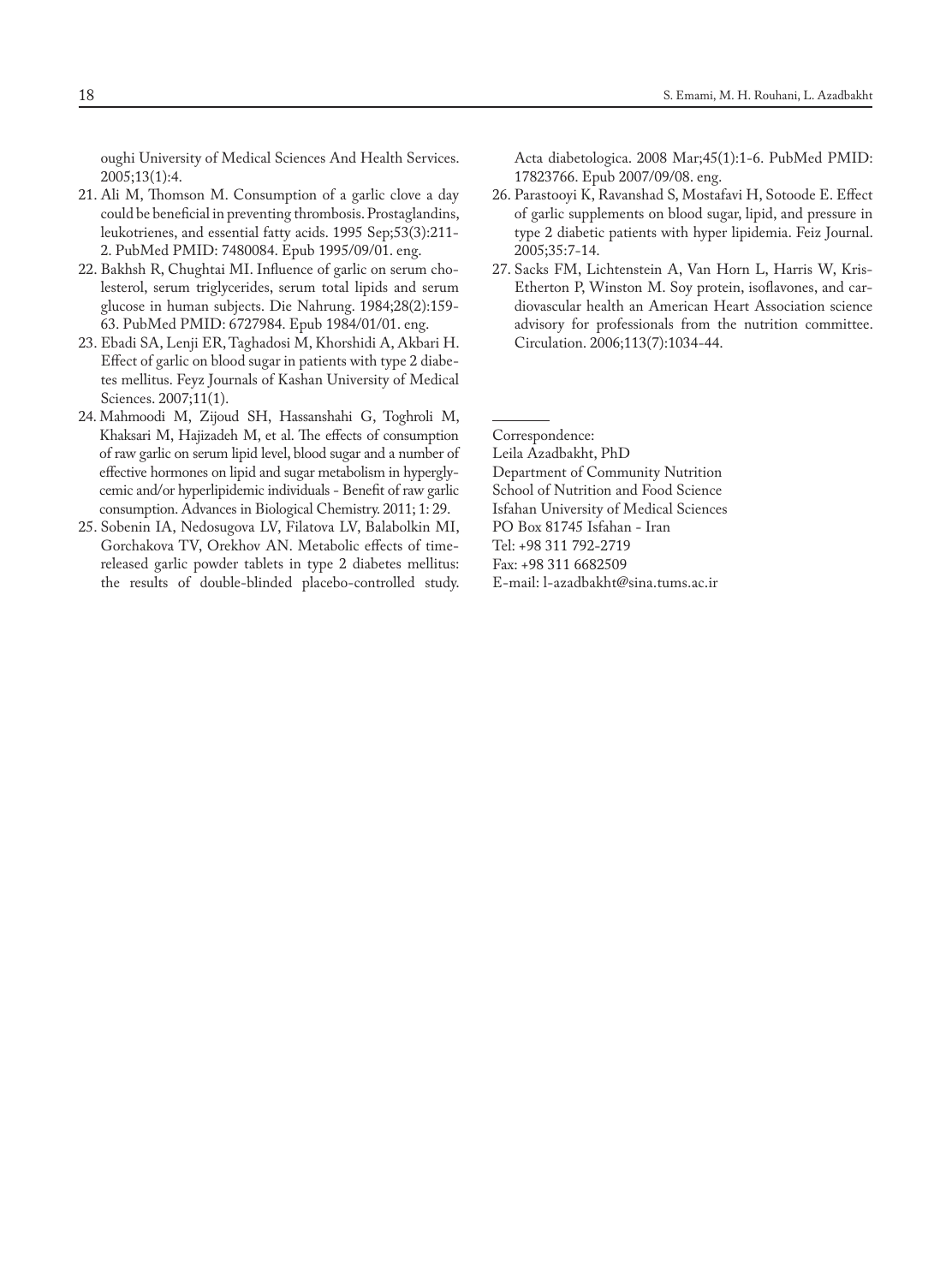oughi University of Medical Sciences And Health Services. 2005;13(1):4.

21. Ali M, Thomson M. Consumption of a garlic clove a day could be beneficial in preventing thrombosis. Prostaglandins, leukotrienes, and essential fatty acids. 1995 Sep;53(3):211-2. PubMed PMID: 7480084. Epub 1995/09/01. eng.
22. Bakhsh R, Chughtai MI. Influence of garlic on serum cholesterol, serum triglycerides, serum total lipids and serum glucose in human subjects. Die Nahrung. 1984;28(2):159-63. PubMed PMID: 6727984. Epub 1984/01/01. eng.
23. Ebadi SA, Lenji ER, Taghadosi M, Khorshidi A, Akbari H. Effect of garlic on blood sugar in patients with type 2 diabetes mellitus. Feyz Journals of Kashan University of Medical Sciences. 2007;11(1).
24. Mahmoodi M, Zijoud SH, Hassanshahi G, Toghroli M, Khaksari M, Hajizadeh M, et al. The effects of consumption of raw garlic on serum lipid level, blood sugar and a number of effective hormones on lipid and sugar metabolism in hyperglycemic and/or hyperlipidemic individuals - Benefit of raw garlic consumption. Advances in Biological Chemistry. 2011; 1: 29.
25. Sobenin IA, Nedosugova LV, Filatova LV, Balabolkin MI, Gorchakova TV, Orekhov AN. Metabolic effects of time-released garlic powder tablets in type 2 diabetes mellitus: the results of double-blinded placebo-controlled study. Acta diabetologica. 2008 Mar;45(1):1-6. PubMed PMID: 17823766. Epub 2007/09/08. eng.
26. Parastooyi K, Ravanshad S, Mostafavi H, Sotoode E. Effect of garlic supplements on blood sugar, lipid, and pressure in type 2 diabetic patients with hyper lipidemia. Feiz Journal. 2005;35:7-14.
27. Sacks FM, Lichtenstein A, Van Horn L, Harris W, Kris-Etherton P, Winston M. Soy protein, isoflavones, and cardiovascular health an American Heart Association science advisory for professionals from the nutrition committee. Circulation. 2006;113(7):1034-44.

Correspondence:
Leila Azadbakht, PhD
Department of Community Nutrition
School of Nutrition and Food Science
Isfahan University of Medical Sciences
PO Box 81745 Isfahan - Iran
Tel: +98 311 792-2719
Fax: +98 311 6682509
E-mail: l-azadbakht@sina.tums.ac.ir